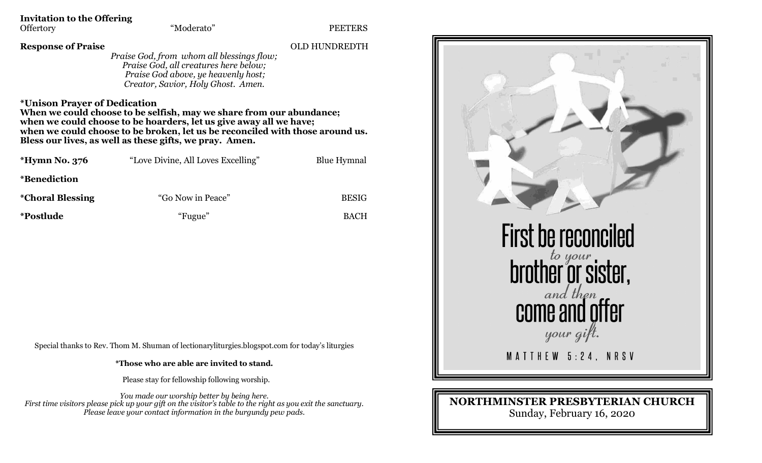**Invitation to the Offering**

Offertory — "Moderato" — PEETERS

**Response of Praise** — OLD HUNDREDTH

*Praise God, from whom all blessings flow;*
*Praise God, all creatures here below;*
*Praise God above, ye heavenly host;*
*Creator, Savior, Holy Ghost. Amen.*

**\*Unison Prayer of Dedication**

**When we could choose to be selfish, may we share from our abundance;**
**when we could choose to be hoarders, let us give away all we have;**
**when we could choose to be broken, let us be reconciled with those around us.**
**Bless our lives, as well as these gifts, we pray. Amen.**

**\*Hymn No. 376** — "Love Divine, All Loves Excelling" — Blue Hymnal

**\*Benediction**

**\*Choral Blessing** — "Go Now in Peace" — BESIG

**\*Postlude** — "Fugue" — BACH

Special thanks to Rev. Thom M. Shuman of lectionaryliturgies.blogspot.com for today's liturgies

**\*Those who are able are invited to stand.**

Please stay for fellowship following worship.

*You made our worship better by being here.*
*First time visitors please pick up your gift on the visitor's table to the right as you exit the sanctuary.*
*Please leave your contact information in the burgundy pew pads.*

First be reconciled *to your* brother or sister, *and then* come and offer *your gift.*

MATTHEW 5:24, NRSV

**NORTHMINSTER PRESBYTERIAN CHURCH**
Sunday, February 16, 2020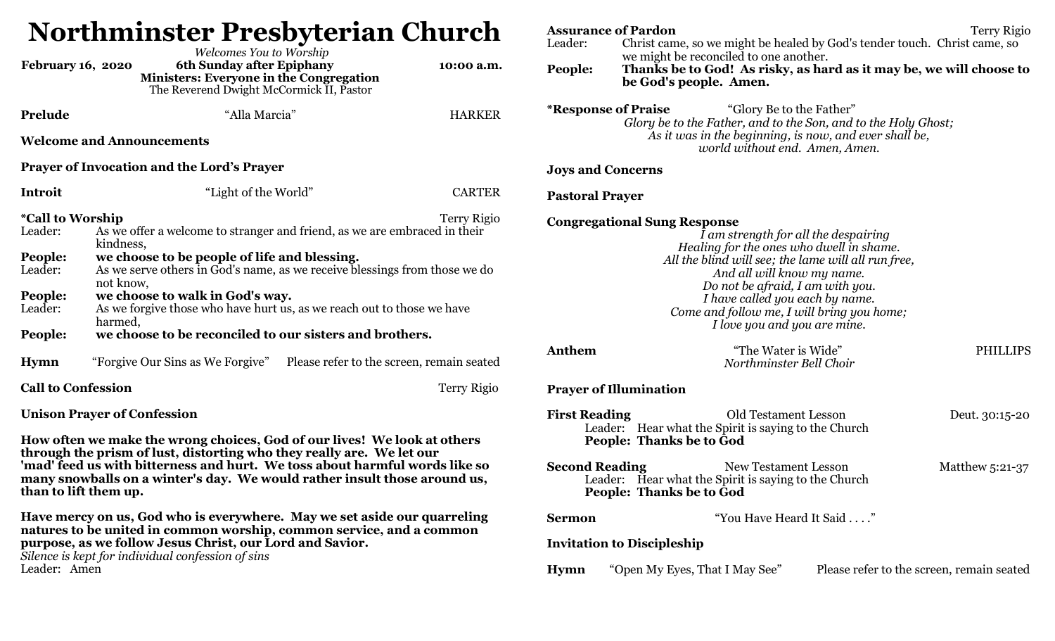# Northminster Presbyterian Church

*Welcomes You to Worship*

**February 16, 2020** — **6th Sunday after Epiphany** — **10:00 a.m.**

**Ministers: Everyone in the Congregation**

The Reverend Dwight McCormick II, Pastor

**Prelude** — "Alla Marcia" — HARKER

**Welcome and Announcements**

**Prayer of Invocation and the Lord's Prayer**

**Introit** — "Light of the World" — CARTER

**\*Call to Worship** — Terry Rigio

Leader: As we offer a welcome to stranger and friend, as we are embraced in their kindness,

**People: we choose to be people of life and blessing.**

Leader: As we serve others in God's name, as we receive blessings from those we do not know,

**People: we choose to walk in God's way.**

Leader: As we forgive those who have hurt us, as we reach out to those we have harmed,

**People: we choose to be reconciled to our sisters and brothers.**

**Hymn** — "Forgive Our Sins as We Forgive" — Please refer to the screen, remain seated

**Call to Confession** — Terry Rigio

**Unison Prayer of Confession**

**How often we make the wrong choices, God of our lives! We look at others through the prism of lust, distorting who they really are. We let our 'mad' feed us with bitterness and hurt. We toss about harmful words like so many snowballs on a winter's day. We would rather insult those around us, than to lift them up.**

**Have mercy on us, God who is everywhere. May we set aside our quarreling natures to be united in common worship, common service, and a common purpose, as we follow Jesus Christ, our Lord and Savior.**

*Silence is kept for individual confession of sins*

Leader: Amen

**Assurance of Pardon** — Terry Rigio

Leader: Christ came, so we might be healed by God's tender touch. Christ came, so we might be reconciled to one another.

**People: Thanks be to God! As risky, as hard as it may be, we will choose to be God's people. Amen.**

**\*Response of Praise** — "Glory Be to the Father"

*Glory be to the Father, and to the Son, and to the Holy Ghost;*
*As it was in the beginning, is now, and ever shall be,*
*world without end. Amen, Amen.*

**Joys and Concerns**

**Pastoral Prayer**

**Congregational Sung Response**

*I am strength for all the despairing*
*Healing for the ones who dwell in shame.*
*All the blind will see; the lame will all run free,*
*And all will know my name.*
*Do not be afraid, I am with you.*
*I have called you each by name.*
*Come and follow me, I will bring you home;*
*I love you and you are mine.*

**Anthem** — "The Water is Wide" — PHILLIPS
*Northminster Bell Choir*

**Prayer of Illumination**

**First Reading** — Old Testament Lesson — Deut. 30:15-20

Leader: Hear what the Spirit is saying to the Church
**People: Thanks be to God**

**Second Reading** — New Testament Lesson — Matthew 5:21-37

Leader: Hear what the Spirit is saying to the Church
**People: Thanks be to God**

**Sermon** — "You Have Heard It Said . . . ."

**Invitation to Discipleship**

**Hymn** — "Open My Eyes, That I May See" — Please refer to the screen, remain seated